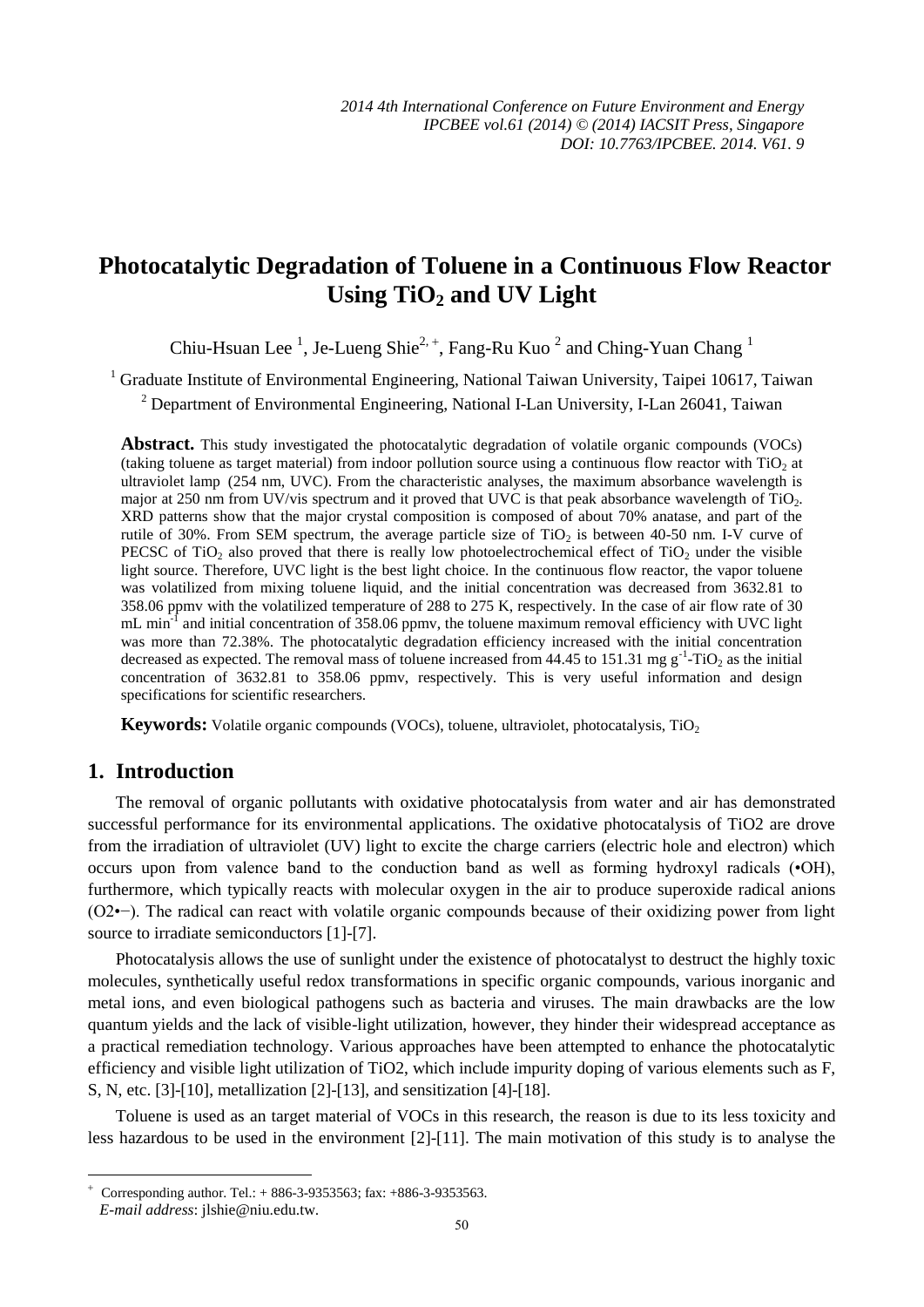# Photocatalytic Degradation of Toluene in a Continuous Flow Reactor Using $TiO_2$ and UV Light

Chiu-Hsuan Lee [1], Je-Lueng Shie[2,+], Fang-Ru Kuo [2] and Ching-Yuan Chang [1]

[1] Graduate Institute of Environmental Engineering, National Taiwan University, Taipei 10617, Taiwan

[2] Department of Environmental Engineering, National I-Lan University, I-Lan 26041, Taiwan

**Abstract.** This study investigated the photocatalytic degradation of volatile organic compounds (VOCs) (taking toluene as target material) from indoor pollution source using a continuous flow reactor with $TiO_2$ at ultraviolet lamp (254 nm, UVC). From the characteristic analyses, the maximum absorbance wavelength is major at 250 nm from UV/vis spectrum and it proved that UVC is that peak absorbance wavelength of $TiO_2$. XRD patterns show that the major crystal composition is composed of about 70% anatase, and part of the rutile of 30%. From SEM spectrum, the average particle size of $TiO_2$ is between 40-50 nm. I-V curve of PECSC of $TiO_2$ also proved that there is really low photoelectrochemical effect of $TiO_2$ under the visible light source. Therefore, UVC light is the best light choice. In the continuous flow reactor, the vapor toluene was volatilized from mixing toluene liquid, and the initial concentration was decreased from 3632.81 to 358.06 ppmv with the volatilized temperature of 288 to 275 K, respectively. In the case of air flow rate of 30 mL min$^{-1}$ and initial concentration of 358.06 ppmv, the toluene maximum removal efficiency with UVC light was more than 72.38%. The photocatalytic degradation efficiency increased with the initial concentration decreased as expected. The removal mass of toluene increased from 44.45 to 151.31 mg g$^{-1}$-$TiO_2$ as the initial concentration of 3632.81 to 358.06 ppmv, respectively. This is very useful information and design specifications for scientific researchers.

**Keywords:** Volatile organic compounds (VOCs), toluene, ultraviolet, photocatalysis, $TiO_2$

## 1. Introduction

The removal of organic pollutants with oxidative photocatalysis from water and air has demonstrated successful performance for its environmental applications. The oxidative photocatalysis of TiO2 are drove from the irradiation of ultraviolet (UV) light to excite the charge carriers (electric hole and electron) which occurs upon from valence band to the conduction band as well as forming hydroxyl radicals (•OH), furthermore, which typically reacts with molecular oxygen in the air to produce superoxide radical anions (O2•−). The radical can react with volatile organic compounds because of their oxidizing power from light source to irradiate semiconductors [1]-[7].

Photocatalysis allows the use of sunlight under the existence of photocatalyst to destruct the highly toxic molecules, synthetically useful redox transformations in specific organic compounds, various inorganic and metal ions, and even biological pathogens such as bacteria and viruses. The main drawbacks are the low quantum yields and the lack of visible-light utilization, however, they hinder their widespread acceptance as a practical remediation technology. Various approaches have been attempted to enhance the photocatalytic efficiency and visible light utilization of TiO2, which include impurity doping of various elements such as F, S, N, etc. [3]-[10], metallization [2]-[13], and sensitization [4]-[18].

Toluene is used as an target material of VOCs in this research, the reason is due to its less toxicity and less hazardous to be used in the environment [2]-[11]. The main motivation of this study is to analyse the

+ Corresponding author. Tel.: + 886-3-9353563; fax: +886-3-9353563.
*E-mail address*: jlshie@niu.edu.tw.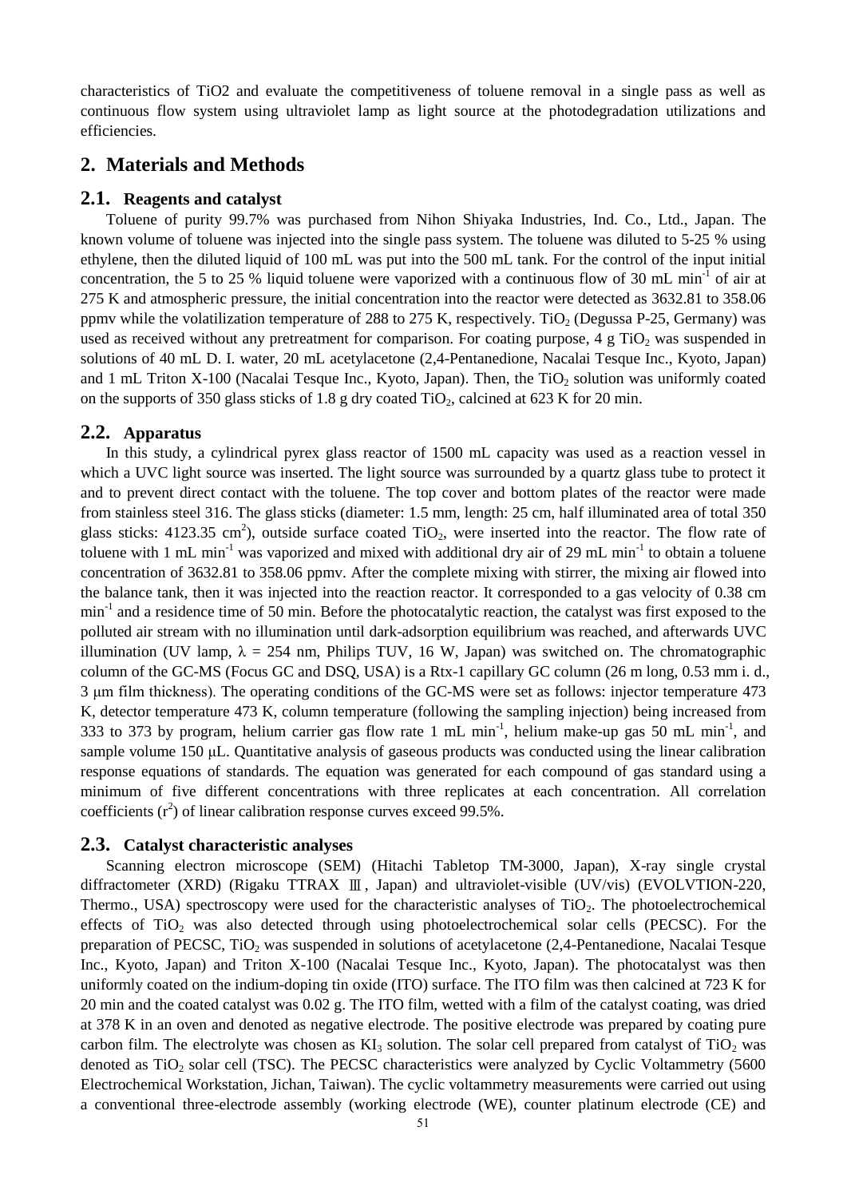characteristics of TiO2 and evaluate the competitiveness of toluene removal in a single pass as well as continuous flow system using ultraviolet lamp as light source at the photodegradation utilizations and efficiencies.

## 2. Materials and Methods

### 2.1. Reagents and catalyst

Toluene of purity 99.7% was purchased from Nihon Shiyaka Industries, Ind. Co., Ltd., Japan. The known volume of toluene was injected into the single pass system. The toluene was diluted to 5-25 % using ethylene, then the diluted liquid of 100 mL was put into the 500 mL tank. For the control of the input initial concentration, the 5 to 25 % liquid toluene were vaporized with a continuous flow of 30 mL min$^{-1}$ of air at 275 K and atmospheric pressure, the initial concentration into the reactor were detected as 3632.81 to 358.06 ppmv while the volatilization temperature of 288 to 275 K, respectively. $TiO_2$ (Degussa P-25, Germany) was used as received without any pretreatment for comparison. For coating purpose, 4 g $TiO_2$ was suspended in solutions of 40 mL D. I. water, 20 mL acetylacetone (2,4-Pentanedione, Nacalai Tesque Inc., Kyoto, Japan) and 1 mL Triton X-100 (Nacalai Tesque Inc., Kyoto, Japan). Then, the $TiO_2$ solution was uniformly coated on the supports of 350 glass sticks of 1.8 g dry coated $TiO_2$, calcined at 623 K for 20 min.

### 2.2. Apparatus

In this study, a cylindrical pyrex glass reactor of 1500 mL capacity was used as a reaction vessel in which a UVC light source was inserted. The light source was surrounded by a quartz glass tube to protect it and to prevent direct contact with the toluene. The top cover and bottom plates of the reactor were made from stainless steel 316. The glass sticks (diameter: 1.5 mm, length: 25 cm, half illuminated area of total 350 glass sticks: 4123.35 cm$^2$), outside surface coated $TiO_2$, were inserted into the reactor. The flow rate of toluene with 1 mL min$^{-1}$ was vaporized and mixed with additional dry air of 29 mL min$^{-1}$ to obtain a toluene concentration of 3632.81 to 358.06 ppmv. After the complete mixing with stirrer, the mixing air flowed into the balance tank, then it was injected into the reaction reactor. It corresponded to a gas velocity of 0.38 cm min$^{-1}$ and a residence time of 50 min. Before the photocatalytic reaction, the catalyst was first exposed to the polluted air stream with no illumination until dark-adsorption equilibrium was reached, and afterwards UVC illumination (UV lamp, $\lambda$ = 254 nm, Philips TUV, 16 W, Japan) was switched on. The chromatographic column of the GC-MS (Focus GC and DSQ, USA) is a Rtx-1 capillary GC column (26 m long, 0.53 mm i. d., 3 μm film thickness). The operating conditions of the GC-MS were set as follows: injector temperature 473 K, detector temperature 473 K, column temperature (following the sampling injection) being increased from 333 to 373 by program, helium carrier gas flow rate 1 mL min$^{-1}$, helium make-up gas 50 mL min$^{-1}$, and sample volume 150 μL. Quantitative analysis of gaseous products was conducted using the linear calibration response equations of standards. The equation was generated for each compound of gas standard using a minimum of five different concentrations with three replicates at each concentration. All correlation coefficients ($r^2$) of linear calibration response curves exceed 99.5%.

### 2.3. Catalyst characteristic analyses

Scanning electron microscope (SEM) (Hitachi Tabletop TM-3000, Japan), X-ray single crystal diffractometer (XRD) (Rigaku TTRAX Ⅲ, Japan) and ultraviolet-visible (UV/vis) (EVOLVTION-220, Thermo., USA) spectroscopy were used for the characteristic analyses of $TiO_2$. The photoelectrochemical effects of $TiO_2$ was also detected through using photoelectrochemical solar cells (PECSC). For the preparation of PECSC, $TiO_2$ was suspended in solutions of acetylacetone (2,4-Pentanedione, Nacalai Tesque Inc., Kyoto, Japan) and Triton X-100 (Nacalai Tesque Inc., Kyoto, Japan). The photocatalyst was then uniformly coated on the indium-doping tin oxide (ITO) surface. The ITO film was then calcined at 723 K for 20 min and the coated catalyst was 0.02 g. The ITO film, wetted with a film of the catalyst coating, was dried at 378 K in an oven and denoted as negative electrode. The positive electrode was prepared by coating pure carbon film. The electrolyte was chosen as $KI_3$ solution. The solar cell prepared from catalyst of $TiO_2$ was denoted as $TiO_2$ solar cell (TSC). The PECSC characteristics were analyzed by Cyclic Voltammetry (5600 Electrochemical Workstation, Jichan, Taiwan). The cyclic voltammetry measurements were carried out using a conventional three-electrode assembly (working electrode (WE), counter platinum electrode (CE) and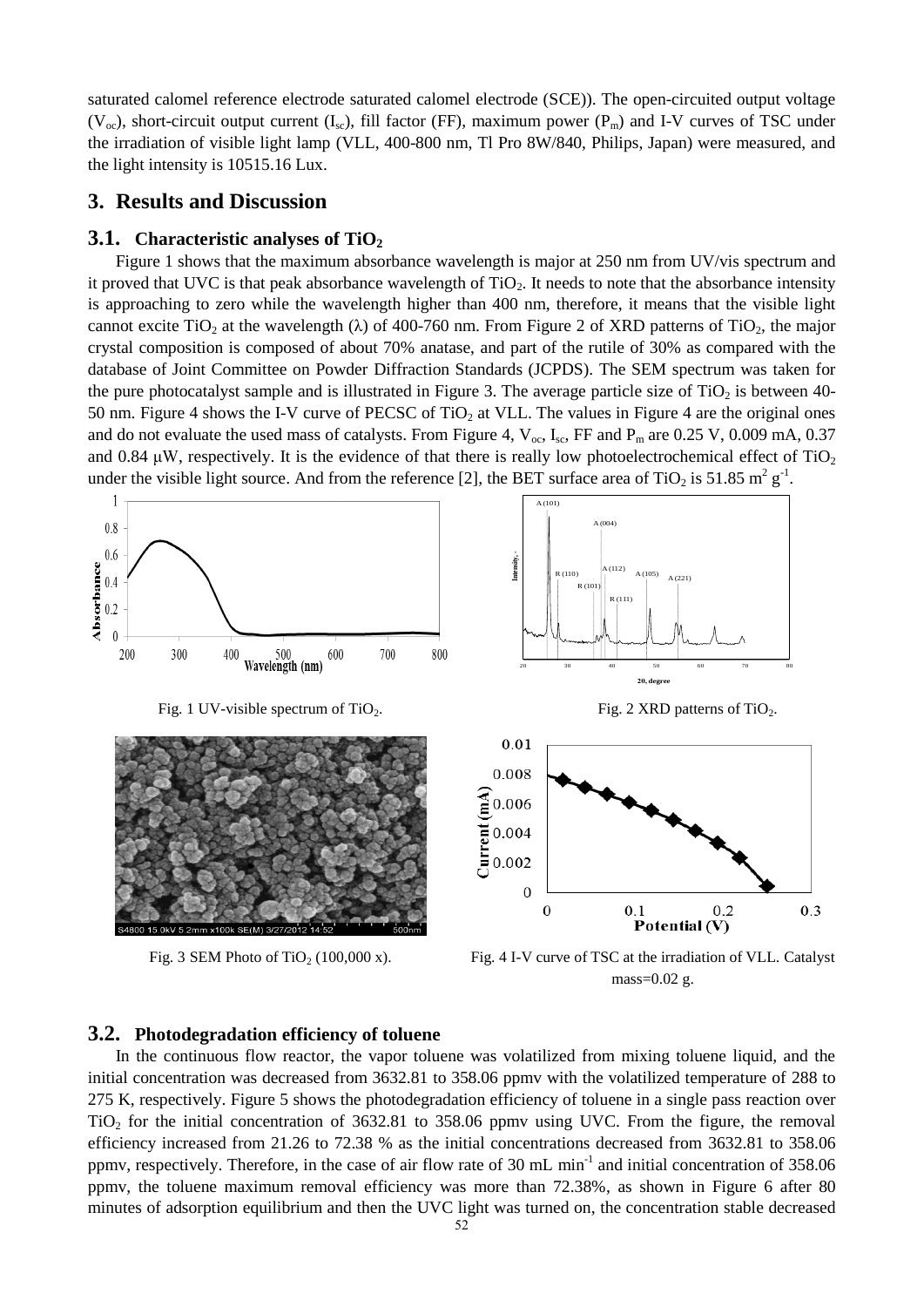saturated calomel reference electrode saturated calomel electrode (SCE)). The open-circuited output voltage ($V_{oc}$), short-circuit output current ($I_{sc}$), fill factor (FF), maximum power ($P_m$) and I-V curves of TSC under the irradiation of visible light lamp (VLL, 400-800 nm, Tl Pro 8W/840, Philips, Japan) were measured, and the light intensity is 10515.16 Lux.

## 3. Results and Discussion

### 3.1. Characteristic analyses of $TiO_2$

Figure 1 shows that the maximum absorbance wavelength is major at 250 nm from UV/vis spectrum and it proved that UVC is that peak absorbance wavelength of $TiO_2$. It needs to note that the absorbance intensity is approaching to zero while the wavelength higher than 400 nm, therefore, it means that the visible light cannot excite $TiO_2$ at the wavelength ($\lambda$) of 400-760 nm. From Figure 2 of XRD patterns of $TiO_2$, the major crystal composition is composed of about 70% anatase, and part of the rutile of 30% as compared with the database of Joint Committee on Powder Diffraction Standards (JCPDS). The SEM spectrum was taken for the pure photocatalyst sample and is illustrated in Figure 3. The average particle size of $TiO_2$ is between 40-50 nm. Figure 4 shows the I-V curve of PECSC of $TiO_2$ at VLL. The values in Figure 4 are the original ones and do not evaluate the used mass of catalysts. From Figure 4, $V_{oc}$, $I_{sc}$, FF and $P_m$ are 0.25 V, 0.009 mA, 0.37 and 0.84 μW, respectively. It is the evidence of that there is really low photoelectrochemical effect of $TiO_2$ under the visible light source. And from the reference [2], the BET surface area of $TiO_2$ is 51.85 $m^2 g^{-1}$.

Fig. 1 UV-visible spectrum of $TiO_2$.

Fig. 2 XRD patterns of $TiO_2$.

Fig. 3 SEM Photo of $TiO_2$ (100,000 x).

Fig. 4 I-V curve of TSC at the irradiation of VLL. Catalyst mass=0.02 g.

### 3.2. Photodegradation efficiency of toluene

In the continuous flow reactor, the vapor toluene was volatilized from mixing toluene liquid, and the initial concentration was decreased from 3632.81 to 358.06 ppmv with the volatilized temperature of 288 to 275 K, respectively. Figure 5 shows the photodegradation efficiency of toluene in a single pass reaction over $TiO_2$ for the initial concentration of 3632.81 to 358.06 ppmv using UVC. From the figure, the removal efficiency increased from 21.26 to 72.38 % as the initial concentrations decreased from 3632.81 to 358.06 ppmv, respectively. Therefore, in the case of air flow rate of 30 mL $min^{-1}$ and initial concentration of 358.06 ppmv, the toluene maximum removal efficiency was more than 72.38%, as shown in Figure 6 after 80 minutes of adsorption equilibrium and then the UVC light was turned on, the concentration stable decreased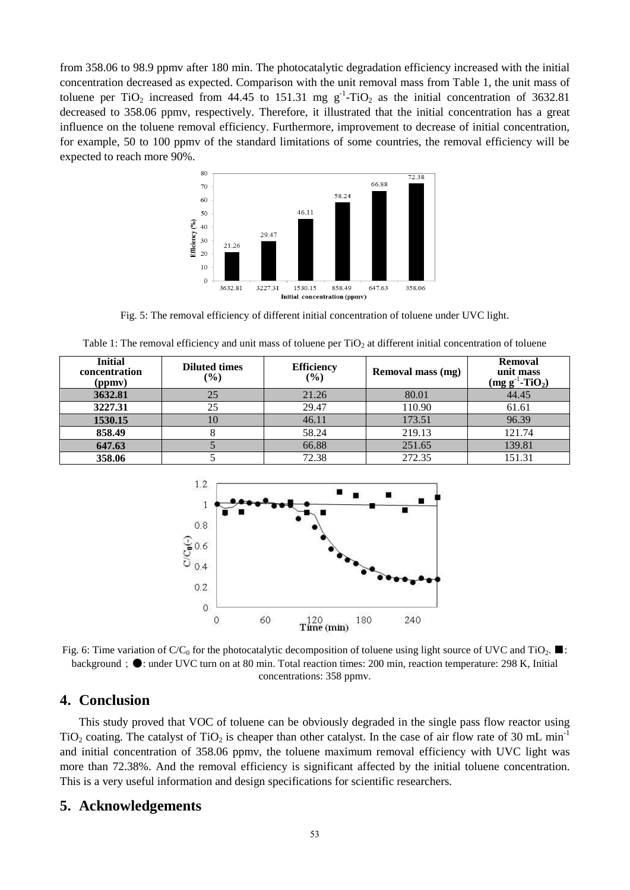from 358.06 to 98.9 ppmv after 180 min. The photocatalytic degradation efficiency increased with the initial concentration decreased as expected. Comparison with the unit removal mass from Table 1, the unit mass of toluene per $TiO_2$ increased from 44.45 to 151.31 mg $g^{-1}$-$TiO_2$ as the initial concentration of 3632.81 decreased to 358.06 ppmv, respectively. Therefore, it illustrated that the initial concentration has a great influence on the toluene removal efficiency. Furthermore, improvement to decrease of initial concentration, for example, 50 to 100 ppmv of the standard limitations of some countries, the removal efficiency will be expected to reach more 90%.

Fig. 5: The removal efficiency of different initial concentration of toluene under UVC light.

Table 1: The removal efficiency and unit mass of toluene per $TiO_2$ at different initial concentration of toluene

| Initial concentration (ppmv) | Diluted times (%) | Efficiency (%) | Removal mass (mg) | Removal unit mass (mg $g^{-1}$-$TiO_2$) |
|---|---|---|---|---|
| **3632.81** | 25 | 21.26 | 80.01 | 44.45 |
| **3227.31** | 25 | 29.47 | 110.90 | 61.61 |
| **1530.15** | 10 | 46.11 | 173.51 | 96.39 |
| **858.49** | 8 | 58.24 | 219.13 | 121.74 |
| **647.63** | 5 | 66.88 | 251.65 | 139.81 |
| **358.06** | 5 | 72.38 | 272.35 | 151.31 |

Fig. 6: Time variation of $C/C_0$ for the photocatalytic decomposition of toluene using light source of UVC and $TiO_2$. ■: background ; ●: under UVC turn on at 80 min. Total reaction times: 200 min, reaction temperature: 298 K, Initial concentrations: 358 ppmv.

## 4. Conclusion

This study proved that VOC of toluene can be obviously degraded in the single pass flow reactor using $TiO_2$ coating. The catalyst of $TiO_2$ is cheaper than other catalyst. In the case of air flow rate of 30 mL $min^{-1}$ and initial concentration of 358.06 ppmv, the toluene maximum removal efficiency with UVC light was more than 72.38%. And the removal efficiency is significant affected by the initial toluene concentration. This is a very useful information and design specifications for scientific researchers.

## 5. Acknowledgements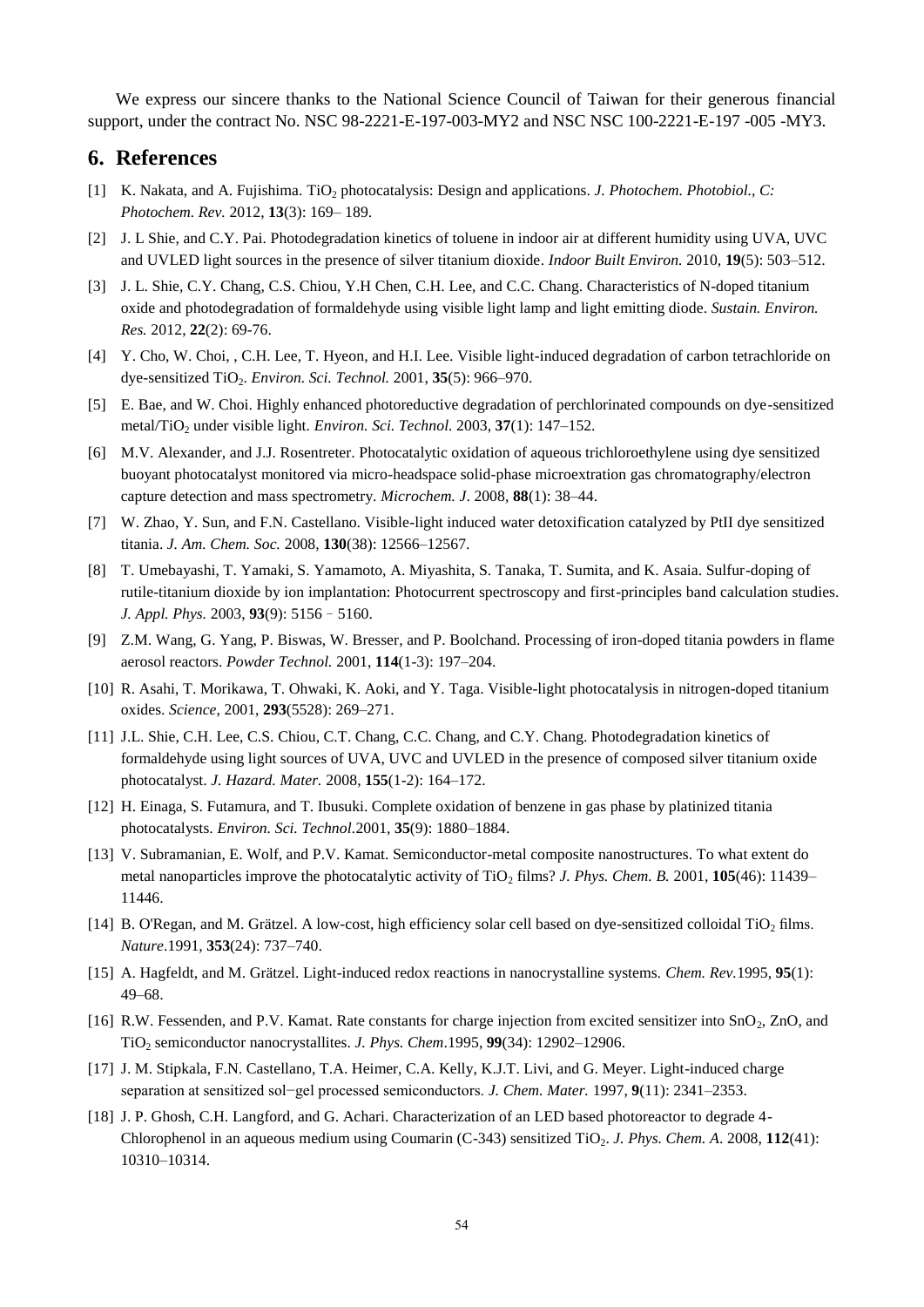We express our sincere thanks to the National Science Council of Taiwan for their generous financial support, under the contract No. NSC 98-2221-E-197-003-MY2 and NSC NSC 100-2221-E-197 -005 -MY3.

## 6. References

[1] K. Nakata, and A. Fujishima. $TiO_2$ photocatalysis: Design and applications. *J. Photochem. Photobiol., C: Photochem. Rev.* 2012, **13**(3): 169– 189.

[2] J. L Shie, and C.Y. Pai. Photodegradation kinetics of toluene in indoor air at different humidity using UVA, UVC and UVLED light sources in the presence of silver titanium dioxide. *Indoor Built Environ.* 2010, **19**(5): 503–512.

[3] J. L. Shie, C.Y. Chang, C.S. Chiou, Y.H Chen, C.H. Lee, and C.C. Chang. Characteristics of N-doped titanium oxide and photodegradation of formaldehyde using visible light lamp and light emitting diode. *Sustain. Environ. Res.* 2012, **22**(2): 69-76.

[4] Y. Cho, W. Choi, , C.H. Lee, T. Hyeon, and H.I. Lee. Visible light-induced degradation of carbon tetrachloride on dye-sensitized $TiO_2$. *Environ. Sci. Technol.* 2001, **35**(5): 966–970.

[5] E. Bae, and W. Choi. Highly enhanced photoreductive degradation of perchlorinated compounds on dye-sensitized metal/$TiO_2$ under visible light. *Environ. Sci. Technol.* 2003, **37**(1): 147–152.

[6] M.V. Alexander, and J.J. Rosentreter. Photocatalytic oxidation of aqueous trichloroethylene using dye sensitized buoyant photocatalyst monitored via micro-headspace solid-phase microextraction gas chromatography/electron capture detection and mass spectrometry. *Microchem. J.* 2008, **88**(1): 38–44.

[7] W. Zhao, Y. Sun, and F.N. Castellano. Visible-light induced water detoxification catalyzed by PtII dye sensitized titania. *J. Am. Chem. Soc.* 2008, **130**(38): 12566–12567.

[8] T. Umebayashi, T. Yamaki, S. Yamamoto, A. Miyashita, S. Tanaka, T. Sumita, and K. Asaia. Sulfur-doping of rutile-titanium dioxide by ion implantation: Photocurrent spectroscopy and first-principles band calculation studies. *J. Appl. Phys.* 2003, **93**(9): 5156 – 5160.

[9] Z.M. Wang, G. Yang, P. Biswas, W. Bresser, and P. Boolchand. Processing of iron-doped titania powders in flame aerosol reactors. *Powder Technol.* 2001, **114**(1-3): 197–204.

[10] R. Asahi, T. Morikawa, T. Ohwaki, K. Aoki, and Y. Taga. Visible-light photocatalysis in nitrogen-doped titanium oxides. *Science*, 2001, **293**(5528): 269–271.

[11] J.L. Shie, C.H. Lee, C.S. Chiou, C.T. Chang, C.C. Chang, and C.Y. Chang. Photodegradation kinetics of formaldehyde using light sources of UVA, UVC and UVLED in the presence of composed silver titanium oxide photocatalyst. *J. Hazard. Mater.* 2008, **155**(1-2): 164–172.

[12] H. Einaga, S. Futamura, and T. Ibusuki. Complete oxidation of benzene in gas phase by platinized titania photocatalysts. *Environ. Sci. Technol.*2001, **35**(9): 1880–1884.

[13] V. Subramanian, E. Wolf, and P.V. Kamat. Semiconductor-metal composite nanostructures. To what extent do metal nanoparticles improve the photocatalytic activity of $TiO_2$ films? *J. Phys. Chem. B.* 2001, **105**(46): 11439–11446.

[14] B. O'Regan, and M. Grätzel. A low-cost, high efficiency solar cell based on dye-sensitized colloidal $TiO_2$ films. *Nature*.1991, **353**(24): 737–740.

[15] A. Hagfeldt, and M. Grätzel. Light-induced redox reactions in nanocrystalline systems. *Chem. Rev.*1995, **95**(1): 49–68.

[16] R.W. Fessenden, and P.V. Kamat. Rate constants for charge injection from excited sensitizer into $SnO_2$, ZnO, and $TiO_2$ semiconductor nanocrystallites. *J. Phys. Chem*.1995, **99**(34): 12902–12906.

[17] J. M. Stipkala, F.N. Castellano, T.A. Heimer, C.A. Kelly, K.J.T. Livi, and G. Meyer. Light-induced charge separation at sensitized sol−gel processed semiconductors. *J. Chem. Mater.* 1997, **9**(11): 2341–2353.

[18] J. P. Ghosh, C.H. Langford, and G. Achari. Characterization of an LED based photoreactor to degrade 4-Chlorophenol in an aqueous medium using Coumarin (C-343) sensitized $TiO_2$. *J. Phys. Chem. A.* 2008, **112**(41): 10310–10314.